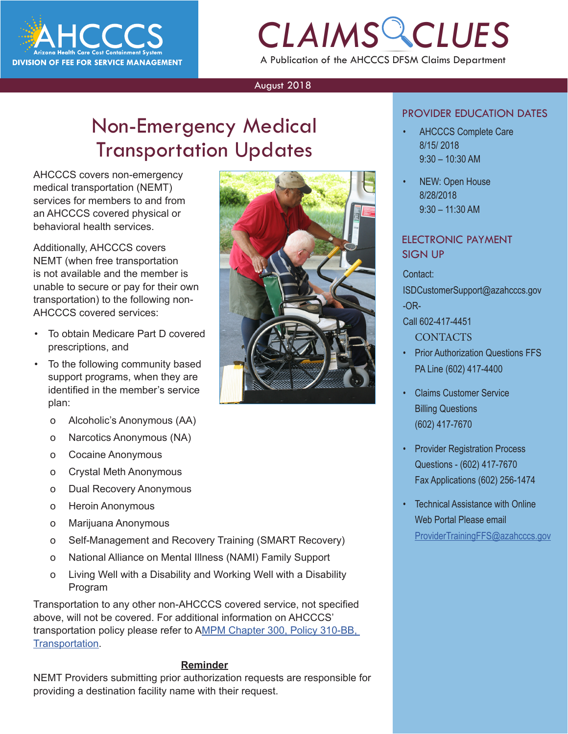AHCCCS
Arizona Health Care Cost Containment System
DIVISION OF FEE FOR SERVICE MANAGEMENT

# CLAIMS CLUES

A Publication of the AHCCCS DFSM Claims Department

August 2018

## Non-Emergency Medical Transportation Updates

AHCCCS covers non-emergency medical transportation (NEMT) services for members to and from an AHCCCS covered physical or behavioral health services.

Additionally, AHCCCS covers NEMT (when free transportation is not available and the member is unable to secure or pay for their own transportation) to the following non-AHCCCS covered services:

- To obtain Medicare Part D covered prescriptions, and
- To the following community based support programs, when they are identified in the member's service plan:
  - Alcoholic's Anonymous (AA)
  - Narcotics Anonymous (NA)
  - Cocaine Anonymous
  - Crystal Meth Anonymous
  - Dual Recovery Anonymous
  - Heroin Anonymous
  - Marijuana Anonymous
  - Self-Management and Recovery Training (SMART Recovery)
  - National Alliance on Mental Illness (NAMI) Family Support
  - Living Well with a Disability and Working Well with a Disability Program

Transportation to any other non-AHCCCS covered service, not specified above, will not be covered. For additional information on AHCCCS' transportation policy please refer to AMPM Chapter 300, Policy 310-BB, Transportation.

**Reminder**

NEMT Providers submitting prior authorization requests are responsible for providing a destination facility name with their request.

## PROVIDER EDUCATION DATES

- AHCCCS Complete Care
  8/15/ 2018
  9:30 – 10:30 AM
- NEW: Open House
  8/28/2018
  9:30 – 11:30 AM

## ELECTRONIC PAYMENT SIGN UP

Contact:
ISDCustomerSupport@azahcccs.gov
-OR-
Call 602-417-4451

## CONTACTS

- Prior Authorization Questions FFS
  PA Line (602) 417-4400
- Claims Customer Service
  Billing Questions
  (602) 417-7670
- Provider Registration Process
  Questions - (602) 417-7670
  Fax Applications (602) 256-1474
- Technical Assistance with Online Web Portal Please email
  ProviderTrainingFFS@azahcccs.gov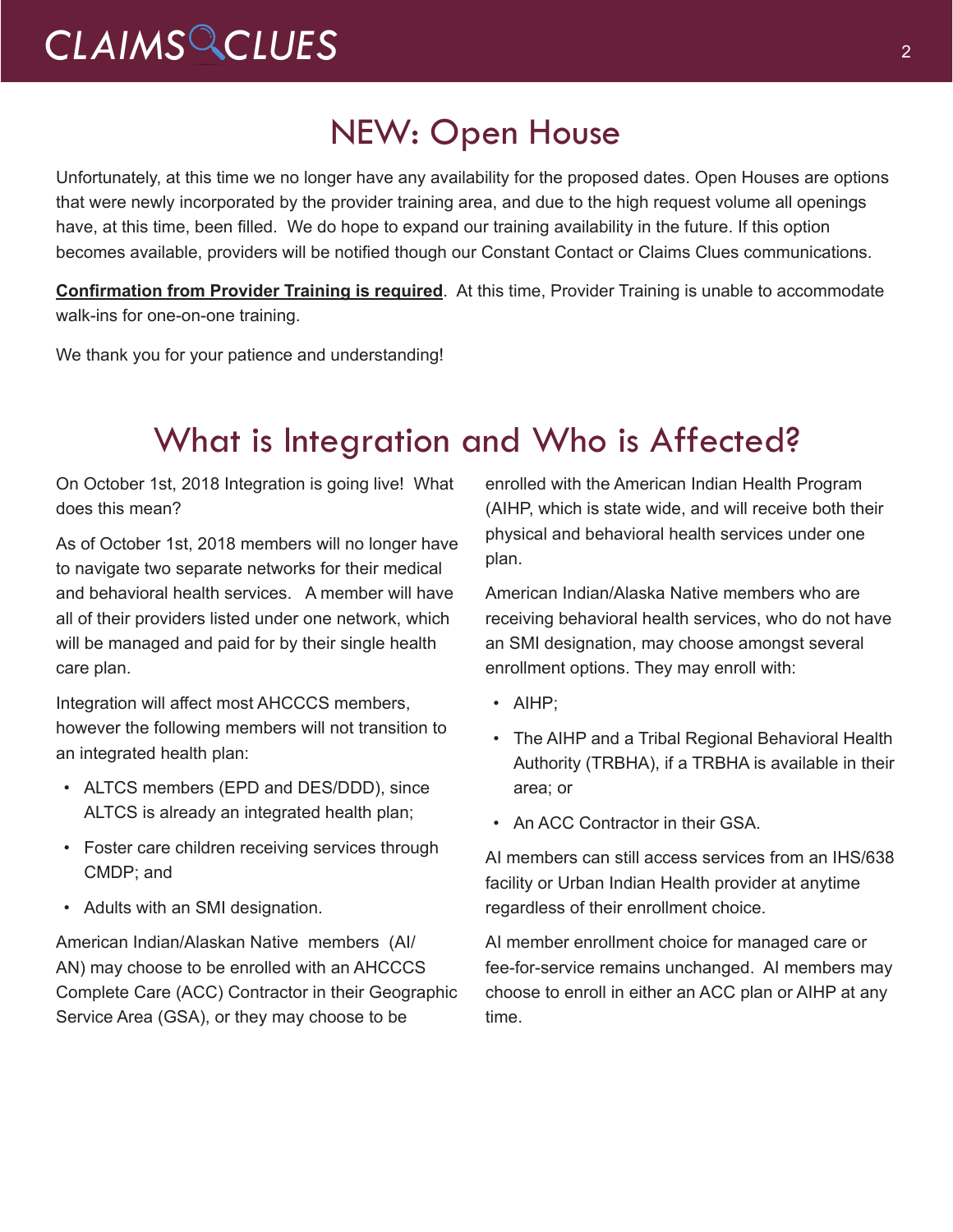## NEW: Open House

Unfortunately, at this time we no longer have any availability for the proposed dates. Open Houses are options that were newly incorporated by the provider training area, and due to the high request volume all openings have, at this time, been filled. We do hope to expand our training availability in the future. If this option becomes available, providers will be notified though our Constant Contact or Claims Clues communications.

**Confirmation from Provider Training is required**. At this time, Provider Training is unable to accommodate walk-ins for one-on-one training.

We thank you for your patience and understanding!

## What is Integration and Who is Affected?

On October 1st, 2018 Integration is going live! What does this mean?

As of October 1st, 2018 members will no longer have to navigate two separate networks for their medical and behavioral health services. A member will have all of their providers listed under one network, which will be managed and paid for by their single health care plan.

Integration will affect most AHCCCS members, however the following members will not transition to an integrated health plan:

- ALTCS members (EPD and DES/DDD), since ALTCS is already an integrated health plan;
- Foster care children receiving services through CMDP; and
- Adults with an SMI designation.

American Indian/Alaskan Native members (AI/AN) may choose to be enrolled with an AHCCCS Complete Care (ACC) Contractor in their Geographic Service Area (GSA), or they may choose to be enrolled with the American Indian Health Program (AIHP, which is state wide, and will receive both their physical and behavioral health services under one plan.

American Indian/Alaska Native members who are receiving behavioral health services, who do not have an SMI designation, may choose amongst several enrollment options. They may enroll with:

- AIHP;
- The AIHP and a Tribal Regional Behavioral Health Authority (TRBHA), if a TRBHA is available in their area; or
- An ACC Contractor in their GSA.

AI members can still access services from an IHS/638 facility or Urban Indian Health provider at anytime regardless of their enrollment choice.

AI member enrollment choice for managed care or fee-for-service remains unchanged. AI members may choose to enroll in either an ACC plan or AIHP at any time.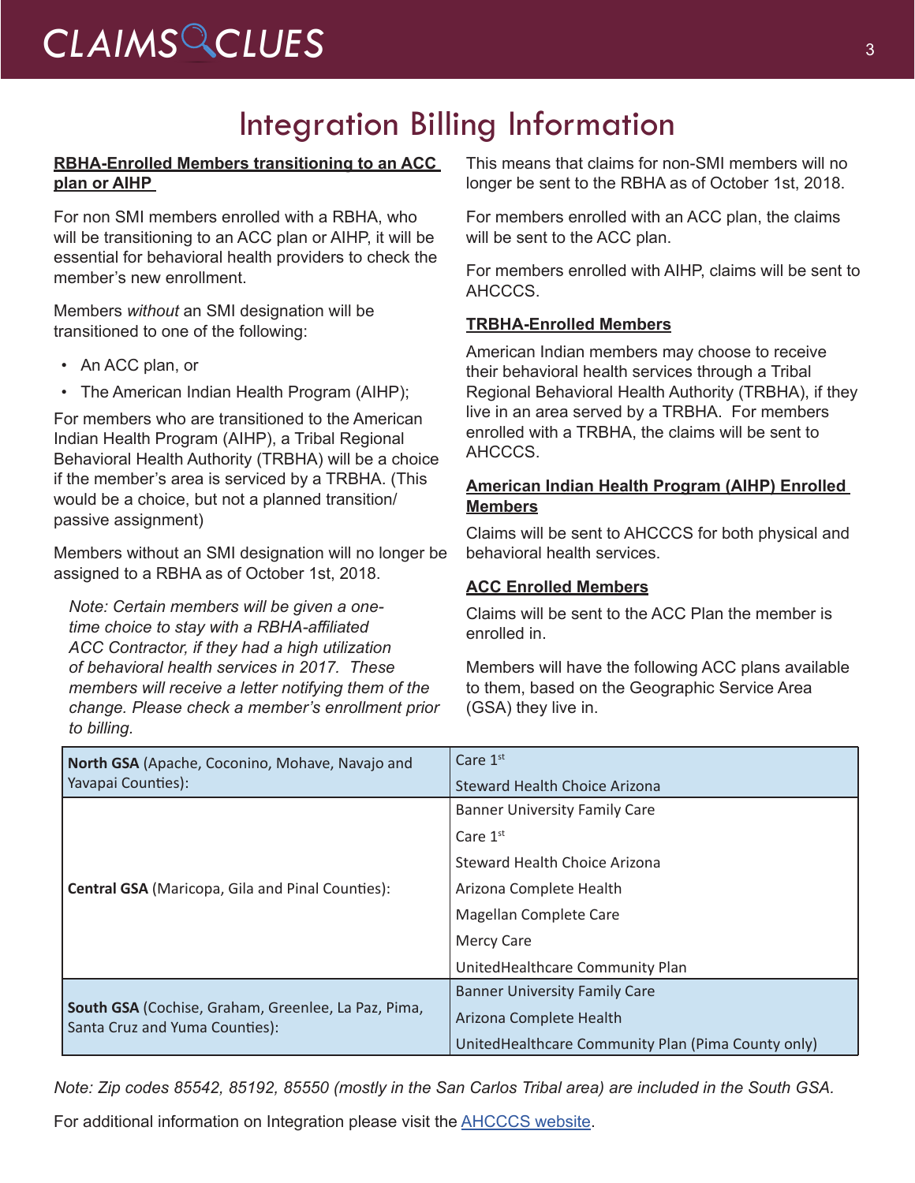# Integration Billing Information

**RBHA-Enrolled Members transitioning to an ACC plan or AIHP**

For non SMI members enrolled with a RBHA, who will be transitioning to an ACC plan or AIHP, it will be essential for behavioral health providers to check the member's new enrollment.

Members *without* an SMI designation will be transitioned to one of the following:

- An ACC plan, or
- The American Indian Health Program (AIHP);

For members who are transitioned to the American Indian Health Program (AIHP), a Tribal Regional Behavioral Health Authority (TRBHA) will be a choice if the member's area is serviced by a TRBHA. (This would be a choice, but not a planned transition/ passive assignment)

Members without an SMI designation will no longer be assigned to a RBHA as of October 1st, 2018.

*Note: Certain members will be given a one-time choice to stay with a RBHA-affiliated ACC Contractor, if they had a high utilization of behavioral health services in 2017. These members will receive a letter notifying them of the change. Please check a member's enrollment prior to billing.*

This means that claims for non-SMI members will no longer be sent to the RBHA as of October 1st, 2018.

For members enrolled with an ACC plan, the claims will be sent to the ACC plan.

For members enrolled with AIHP, claims will be sent to AHCCCS.

**TRBHA-Enrolled Members**

American Indian members may choose to receive their behavioral health services through a Tribal Regional Behavioral Health Authority (TRBHA), if they live in an area served by a TRBHA. For members enrolled with a TRBHA, the claims will be sent to AHCCCS.

**American Indian Health Program (AIHP) Enrolled Members**

Claims will be sent to AHCCCS for both physical and behavioral health services.

**ACC Enrolled Members**

Claims will be sent to the ACC Plan the member is enrolled in.

Members will have the following ACC plans available to them, based on the Geographic Service Area (GSA) they live in.

| GSA | ACC Plans |
|---|---|
| **North GSA** (Apache, Coconino, Mohave, Navajo and Yavapai Counties): | Care 1st<br>Steward Health Choice Arizona |
| **Central GSA** (Maricopa, Gila and Pinal Counties): | Banner University Family Care<br>Care 1st<br>Steward Health Choice Arizona<br>Arizona Complete Health<br>Magellan Complete Care<br>Mercy Care<br>UnitedHealthcare Community Plan |
| **South GSA** (Cochise, Graham, Greenlee, La Paz, Pima, Santa Cruz and Yuma Counties): | Banner University Family Care<br>Arizona Complete Health<br>UnitedHealthcare Community Plan (Pima County only) |

*Note: Zip codes 85542, 85192, 85550 (mostly in the San Carlos Tribal area) are included in the South GSA.*

For additional information on Integration please visit the AHCCCS website.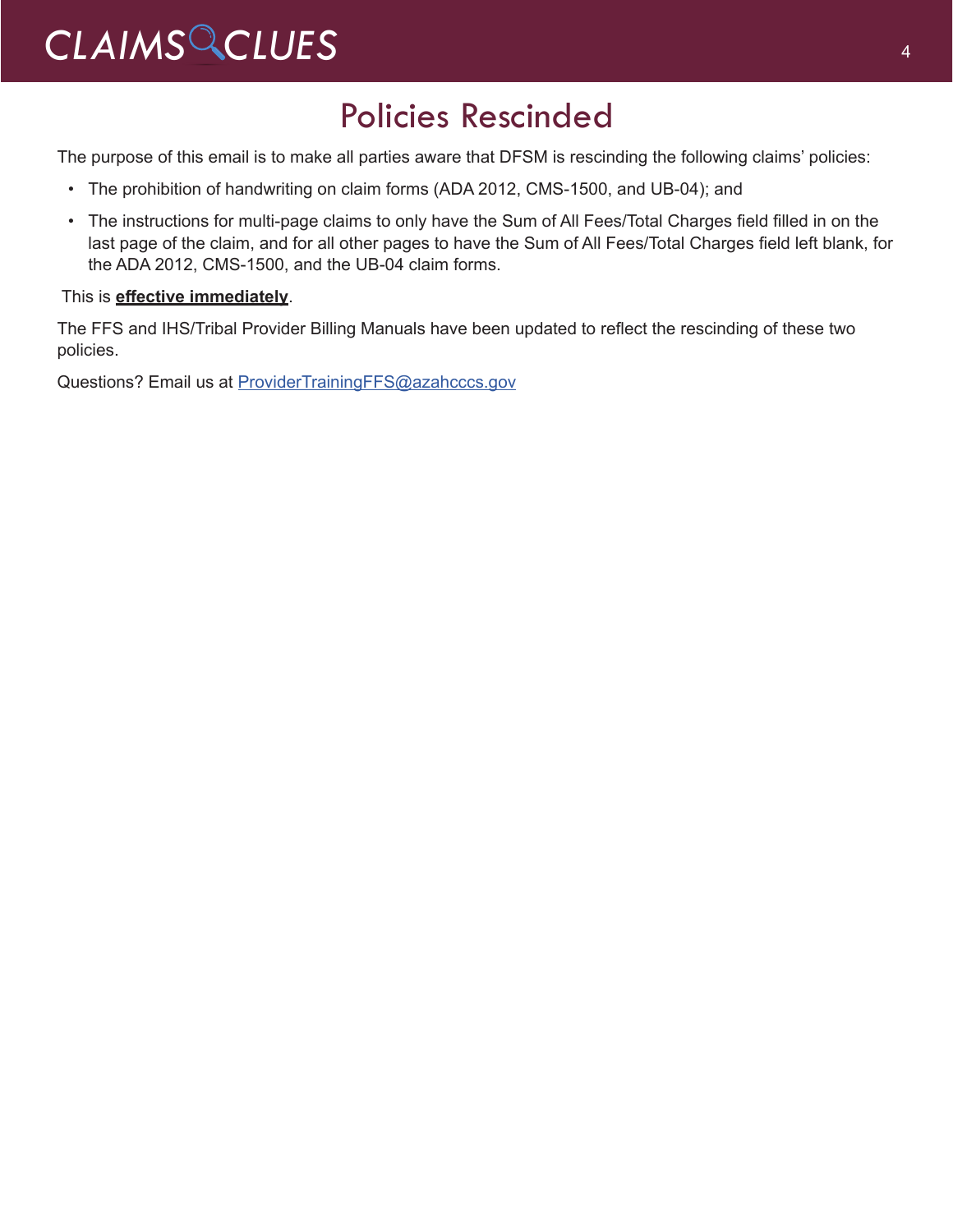# Policies Rescinded

The purpose of this email is to make all parties aware that DFSM is rescinding the following claims' policies:

- The prohibition of handwriting on claim forms (ADA 2012, CMS-1500, and UB-04); and
- The instructions for multi-page claims to only have the Sum of All Fees/Total Charges field filled in on the last page of the claim, and for all other pages to have the Sum of All Fees/Total Charges field left blank, for the ADA 2012, CMS-1500, and the UB-04 claim forms.

This is **effective immediately**.

The FFS and IHS/Tribal Provider Billing Manuals have been updated to reflect the rescinding of these two policies.

Questions? Email us at ProviderTrainingFFS@azahcccs.gov